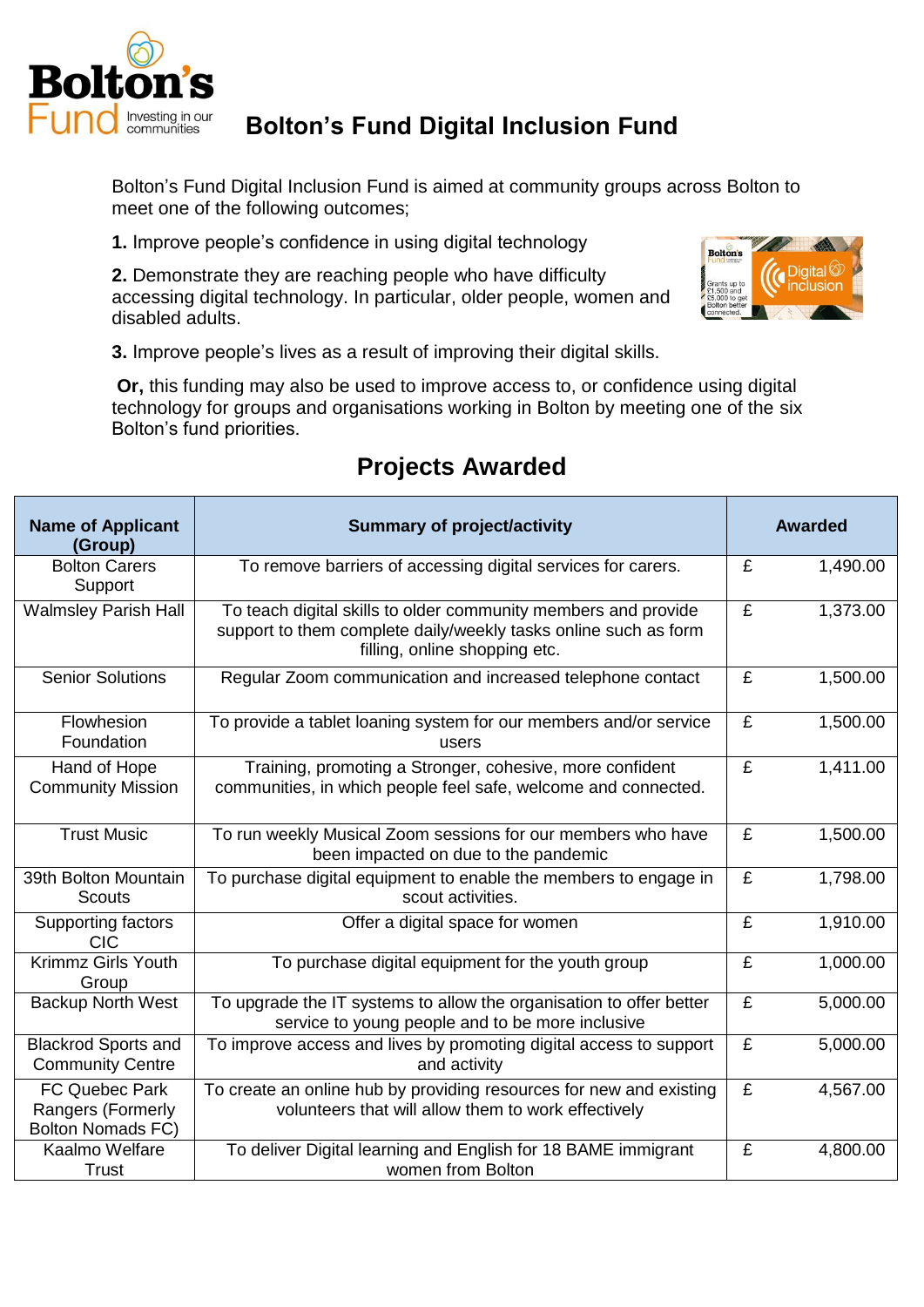# Bolton's Fund Digital Inclusion Fund

Bolton's Fund Digital Inclusion Fund is aimed at community groups across Bolton to meet one of the following outcomes;

**1.** Improve people's confidence in using digital technology

**2.** Demonstrate they are reaching people who have difficulty accessing digital technology. In particular, older people, women and disabled adults.

**3.** Improve people's lives as a result of improving their digital skills.

**Or,** this funding may also be used to improve access to, or confidence using digital technology for groups and organisations working in Bolton by meeting one of the six Bolton's fund priorities.

## Projects Awarded

| Name of Applicant (Group) | Summary of project/activity | Awarded | |
|---|---|---|---|
| Bolton Carers Support | To remove barriers of accessing digital services for carers. | £ | 1,490.00 |
| Walmsley Parish Hall | To teach digital skills to older community members and provide support to them complete daily/weekly tasks online such as form filling, online shopping etc. | £ | 1,373.00 |
| Senior Solutions | Regular Zoom communication and increased telephone contact | £ | 1,500.00 |
| Flowhesion Foundation | To provide a tablet loaning system for our members and/or service users | £ | 1,500.00 |
| Hand of Hope Community Mission | Training, promoting a Stronger, cohesive, more confident communities, in which people feel safe, welcome and connected. | £ | 1,411.00 |
| Trust Music | To run weekly Musical Zoom sessions for our members who have been impacted on due to the pandemic | £ | 1,500.00 |
| 39th Bolton Mountain Scouts | To purchase digital equipment to enable the members to engage in scout activities. | £ | 1,798.00 |
| Supporting factors CIC | Offer a digital space for women | £ | 1,910.00 |
| Krimmz Girls Youth Group | To purchase digital equipment for the youth group | £ | 1,000.00 |
| Backup North West | To upgrade the IT systems to allow the organisation to offer better service to young people and to be more inclusive | £ | 5,000.00 |
| Blackrod Sports and Community Centre | To improve access and lives by promoting digital access to support and activity | £ | 5,000.00 |
| FC Quebec Park Rangers (Formerly Bolton Nomads FC) | To create an online hub by providing resources for new and existing volunteers that will allow them to work effectively | £ | 4,567.00 |
| Kaalmo Welfare Trust | To deliver Digital learning and English for 18 BAME immigrant women from Bolton | £ | 4,800.00 |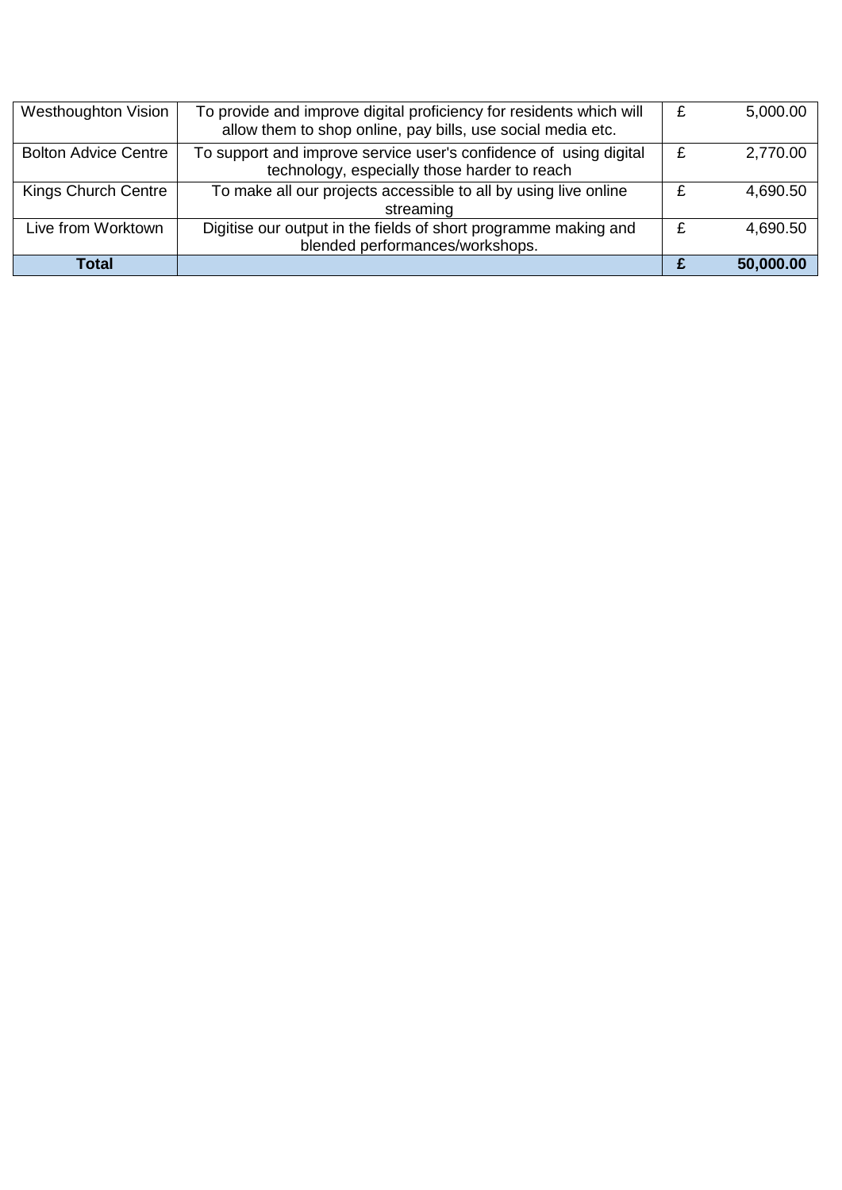| | | | |
|---|---|---|---|
| Westhoughton Vision | To provide and improve digital proficiency for residents which will allow them to shop online, pay bills, use social media etc. | £ | 5,000.00 |
| Bolton Advice Centre | To support and improve service user's confidence of using digital technology, especially those harder to reach | £ | 2,770.00 |
| Kings Church Centre | To make all our projects accessible to all by using live online streaming | £ | 4,690.50 |
| Live from Worktown | Digitise our output in the fields of short programme making and blended performances/workshops. | £ | 4,690.50 |
| **Total** | | **£** | **50,000.00** |